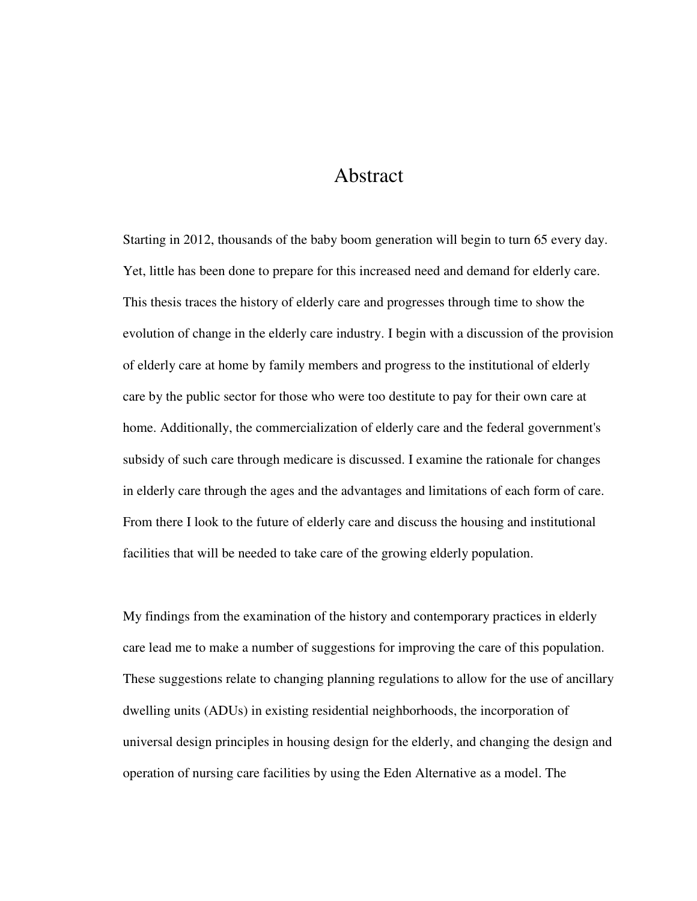# Abstract

Starting in 2012, thousands of the baby boom generation will begin to turn 65 every day. Yet, little has been done to prepare for this increased need and demand for elderly care. This thesis traces the history of elderly care and progresses through time to show the evolution of change in the elderly care industry. I begin with a discussion of the provision of elderly care at home by family members and progress to the institutional of elderly care by the public sector for those who were too destitute to pay for their own care at home. Additionally, the commercialization of elderly care and the federal government's subsidy of such care through medicare is discussed. I examine the rationale for changes in elderly care through the ages and the advantages and limitations of each form of care. From there I look to the future of elderly care and discuss the housing and institutional facilities that will be needed to take care of the growing elderly population.

My findings from the examination of the history and contemporary practices in elderly care lead me to make a number of suggestions for improving the care of this population. These suggestions relate to changing planning regulations to allow for the use of ancillary dwelling units (ADUs) in existing residential neighborhoods, the incorporation of universal design principles in housing design for the elderly, and changing the design and operation of nursing care facilities by using the Eden Alternative as a model. The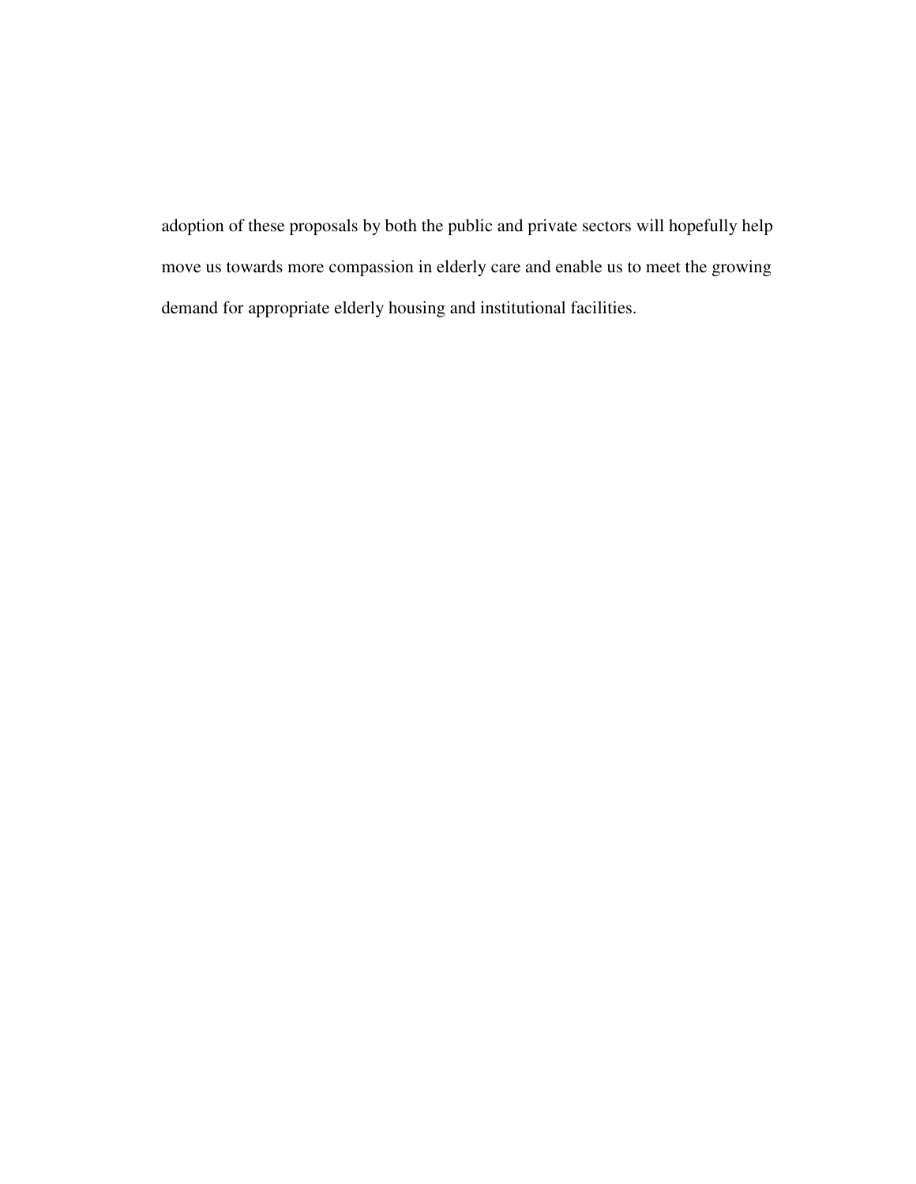adoption of these proposals by both the public and private sectors will hopefully help move us towards more compassion in elderly care and enable us to meet the growing demand for appropriate elderly housing and institutional facilities.